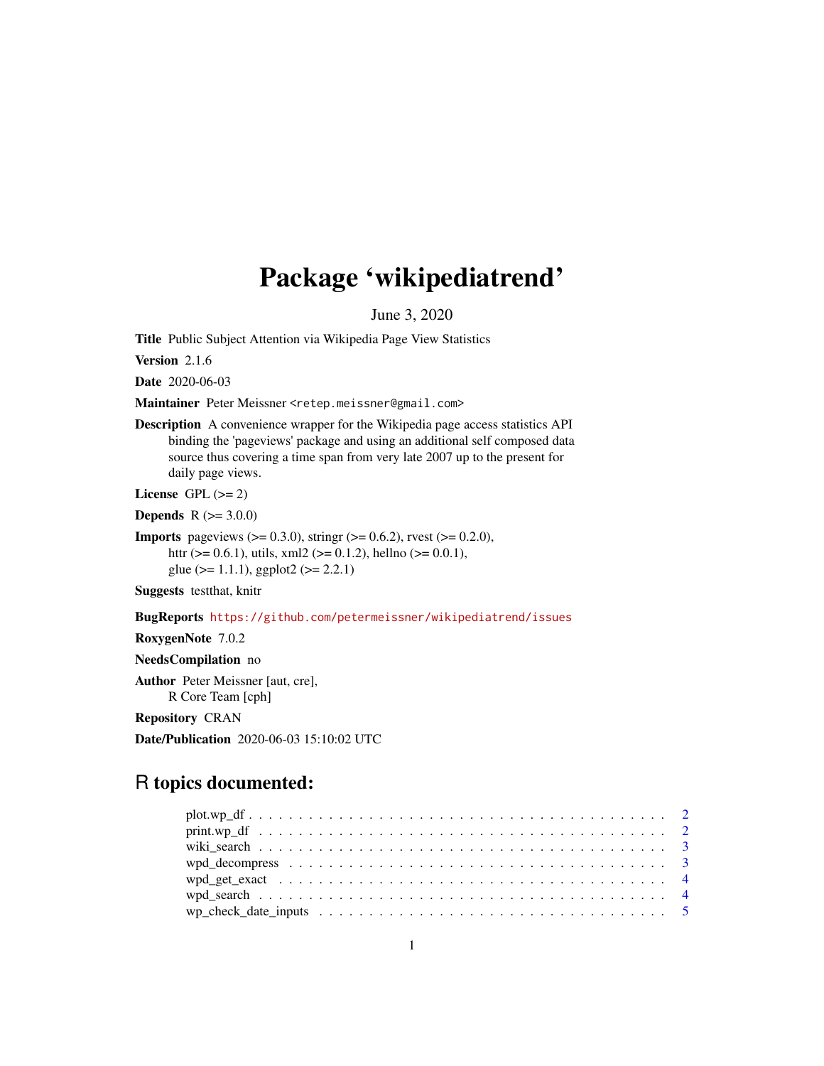# Package 'wikipediatrend'

June 3, 2020

**Title** Public Subject Attention via Wikipedia Page View Statistics

**Version** 2.1.6

**Date** 2020-06-03

**Maintainer** Peter Meissner <retep.meissner@gmail.com>

**Description** A convenience wrapper for the Wikipedia page access statistics API binding the 'pageviews' package and using an additional self composed data source thus covering a time span from very late 2007 up to the present for daily page views.

**License** GPL (>= 2)

**Depends** R (>= 3.0.0)

**Imports** pageviews (>= 0.3.0), stringr (>= 0.6.2), rvest (>= 0.2.0), httr (>= 0.6.1), utils, xml2 (>= 0.1.2), hellno (>= 0.0.1), glue (>= 1.1.1), ggplot2 (>= 2.2.1)

**Suggests** testthat, knitr

**BugReports** https://github.com/petermeissner/wikipediatrend/issues

**RoxygenNote** 7.0.2

**NeedsCompilation** no

**Author** Peter Meissner [aut, cre], R Core Team [cph]

**Repository** CRAN

**Date/Publication** 2020-06-03 15:10:02 UTC

## R topics documented:

- plot.wp_df . . . . . . . . . . 2
- print.wp_df . . . . . . . . . . 2
- wiki_search . . . . . . . . . . 3
- wpd_decompress . . . . . . . . . . 3
- wpd_get_exact . . . . . . . . . . 4
- wpd_search . . . . . . . . . . 4
- wp_check_date_inputs . . . . . . . . . . 5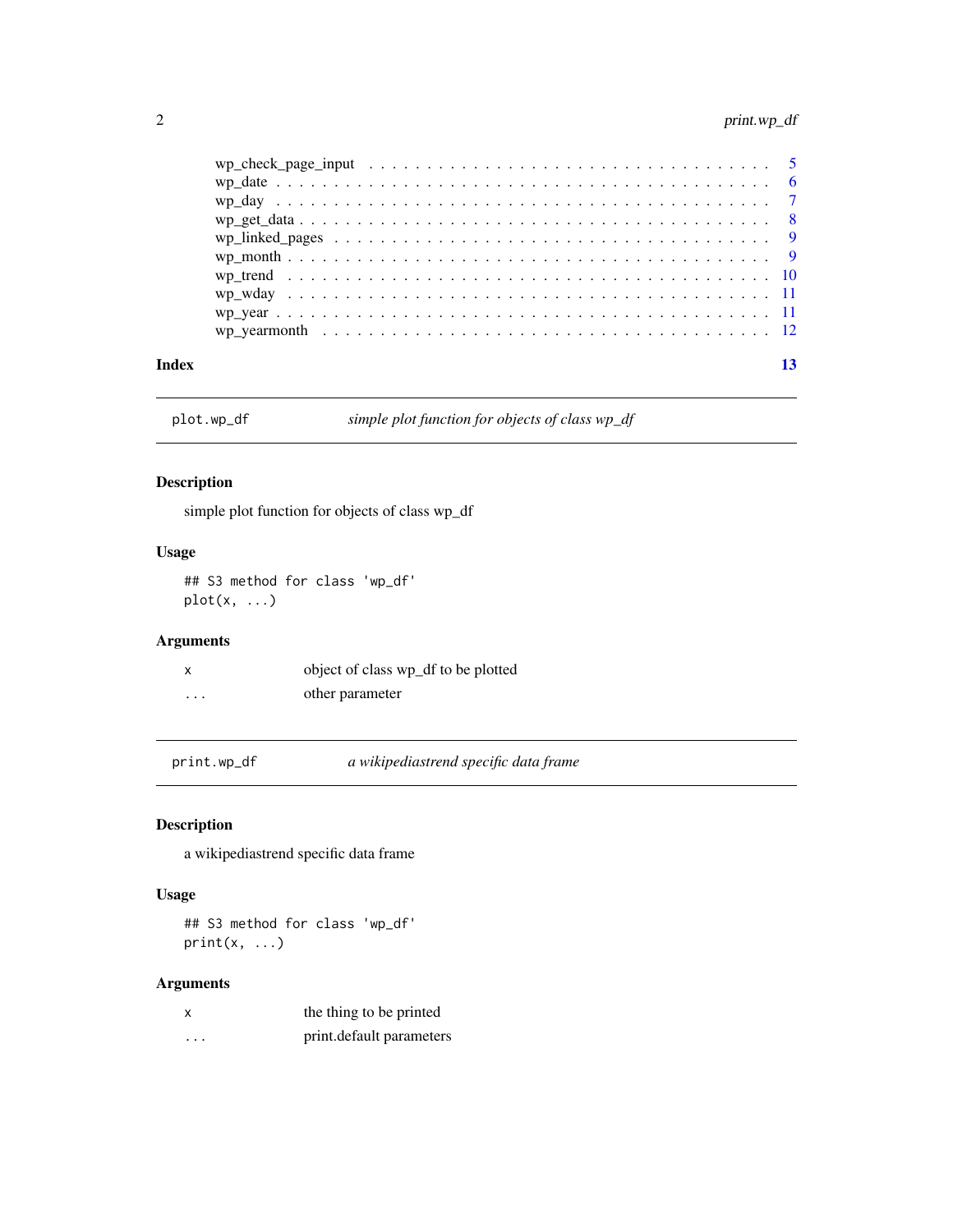wp_check_page_input . . . . . . . . . . . . . . . . . . . . . . . . . . . . . . . . . 5
wp_date . . . . . . . . . . . . . . . . . . . . . . . . . . . . . . . . . . . . . . . . 6
wp_day . . . . . . . . . . . . . . . . . . . . . . . . . . . . . . . . . . . . . . . . 7
wp_get_data . . . . . . . . . . . . . . . . . . . . . . . . . . . . . . . . . . . . . . 8
wp_linked_pages . . . . . . . . . . . . . . . . . . . . . . . . . . . . . . . . . . . 9
wp_month . . . . . . . . . . . . . . . . . . . . . . . . . . . . . . . . . . . . . . . 9
wp_trend . . . . . . . . . . . . . . . . . . . . . . . . . . . . . . . . . . . . . . . 10
wp_wday . . . . . . . . . . . . . . . . . . . . . . . . . . . . . . . . . . . . . . . 11
wp_year . . . . . . . . . . . . . . . . . . . . . . . . . . . . . . . . . . . . . . . 11
wp_yearmonth . . . . . . . . . . . . . . . . . . . . . . . . . . . . . . . . . . . . 12

**Index** 13

---

## plot.wp_df — *simple plot function for objects of class wp_df*

### Description

simple plot function for objects of class wp_df

### Usage

```
## S3 method for class 'wp_df'
plot(x, ...)
```

### Arguments

| | |
|---|---|
| x | object of class wp_df to be plotted |
| ... | other parameter |

---

## print.wp_df — *a wikipediastrend specific data frame*

### Description

a wikipediastrend specific data frame

### Usage

```
## S3 method for class 'wp_df'
print(x, ...)
```

### Arguments

| | |
|---|---|
| x | the thing to be printed |
| ... | print.default parameters |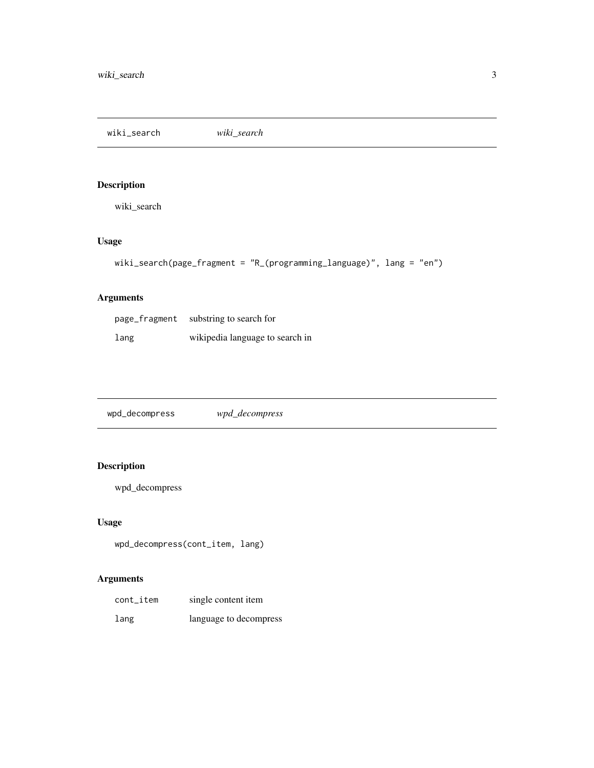## wiki_search *wiki_search*

### Description

wiki_search

### Usage

```
wiki_search(page_fragment = "R_(programming_language)", lang = "en")
```

### Arguments

| | |
|---|---|
| `page_fragment` | substring to search for |
| `lang` | wikipedia language to search in |

## wpd_decompress *wpd_decompress*

### Description

wpd_decompress

### Usage

```
wpd_decompress(cont_item, lang)
```

### Arguments

| | |
|---|---|
| `cont_item` | single content item |
| `lang` | language to decompress |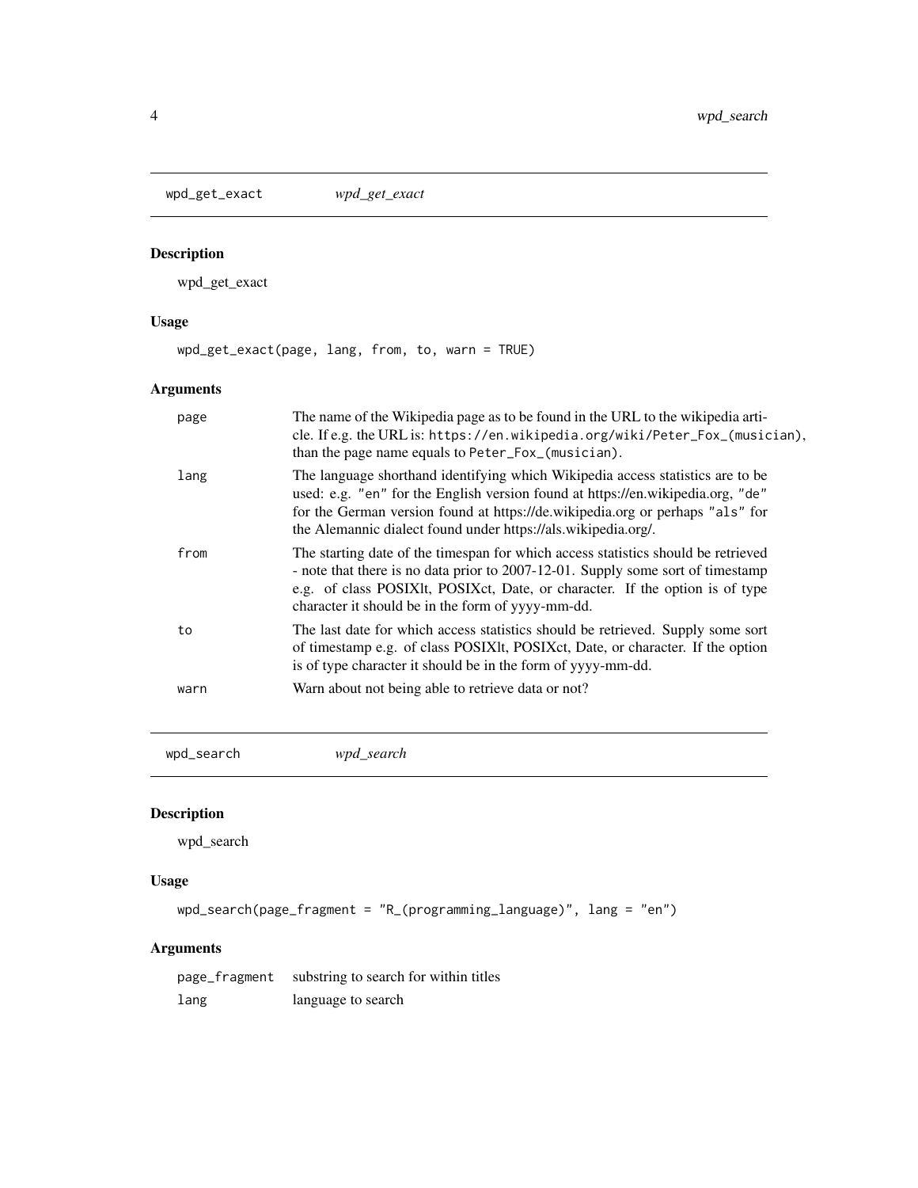## wpd_get_exact *wpd_get_exact*

### Description

wpd_get_exact

### Usage

```
wpd_get_exact(page, lang, from, to, warn = TRUE)
```

### Arguments

| | |
|---|---|
| page | The name of the Wikipedia page as to be found in the URL to the wikipedia article. If e.g. the URL is: `https://en.wikipedia.org/wiki/Peter_Fox_(musician)`, than the page name equals to `Peter_Fox_(musician)`. |
| lang | The language shorthand identifying which Wikipedia access statistics are to be used: e.g. "en" for the English version found at https://en.wikipedia.org, "de" for the German version found at https://de.wikipedia.org or perhaps "als" for the Alemannic dialect found under https://als.wikipedia.org/. |
| from | The starting date of the timespan for which access statistics should be retrieved - note that there is no data prior to 2007-12-01. Supply some sort of timestamp e.g. of class POSIXlt, POSIXct, Date, or character. If the option is of type character it should be in the form of yyyy-mm-dd. |
| to | The last date for which access statistics should be retrieved. Supply some sort of timestamp e.g. of class POSIXlt, POSIXct, Date, or character. If the option is of type character it should be in the form of yyyy-mm-dd. |
| warn | Warn about not being able to retrieve data or not? |

## wpd_search *wpd_search*

### Description

wpd_search

### Usage

```
wpd_search(page_fragment = "R_(programming_language)", lang = "en")
```

### Arguments

| | |
|---|---|
| page_fragment | substring to search for within titles |
| lang | language to search |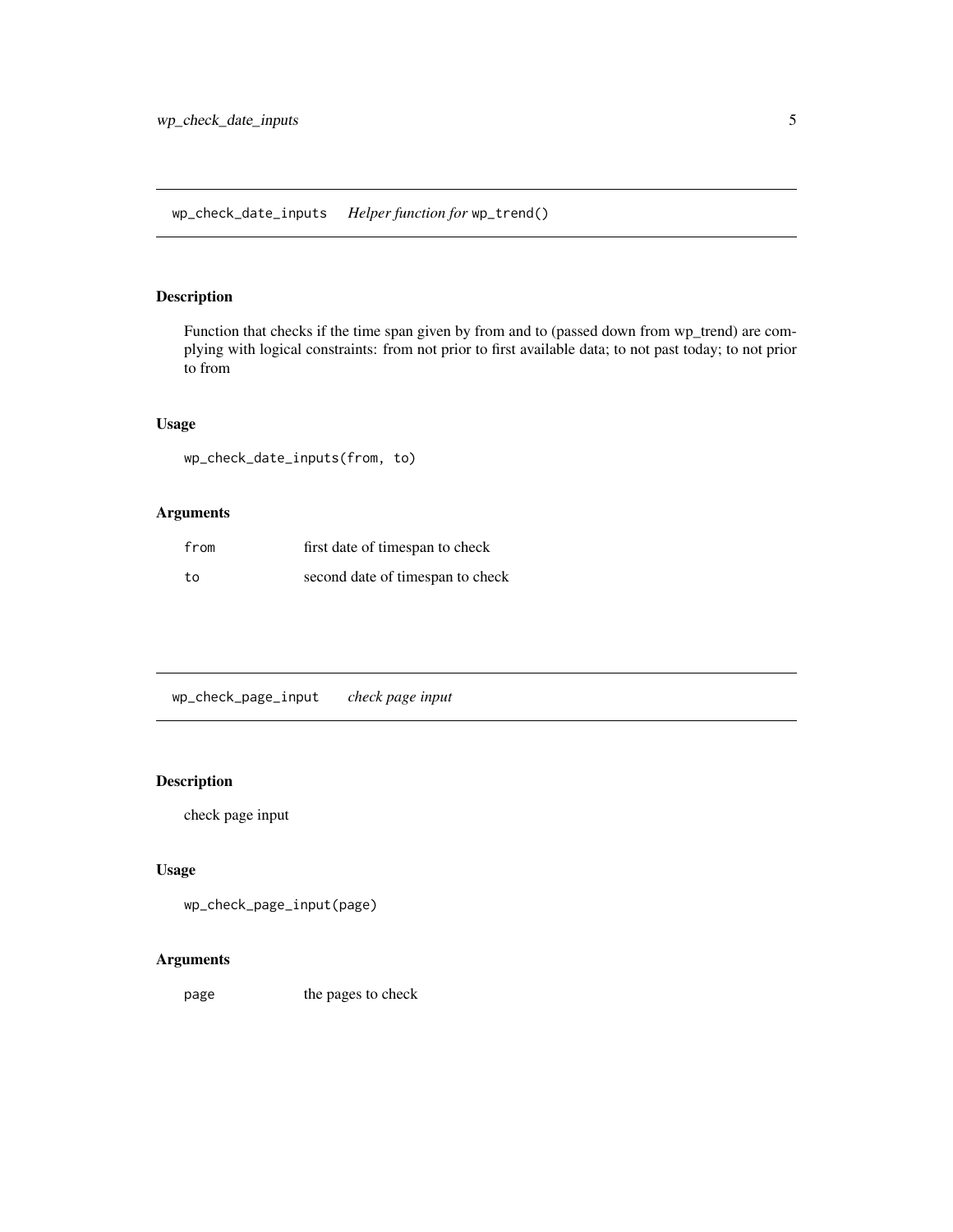## wp_check_date_inputs    *Helper function for* `wp_trend()`

### Description

Function that checks if the time span given by from and to (passed down from wp_trend) are complying with logical constraints: from not prior to first available data; to not past today; to not prior to from

### Usage

```
wp_check_date_inputs(from, to)
```

### Arguments

| | |
|---|---|
| `from` | first date of timespan to check |
| `to` | second date of timespan to check |

## wp_check_page_input    *check page input*

### Description

check page input

### Usage

```
wp_check_page_input(page)
```

### Arguments

| | |
|---|---|
| `page` | the pages to check |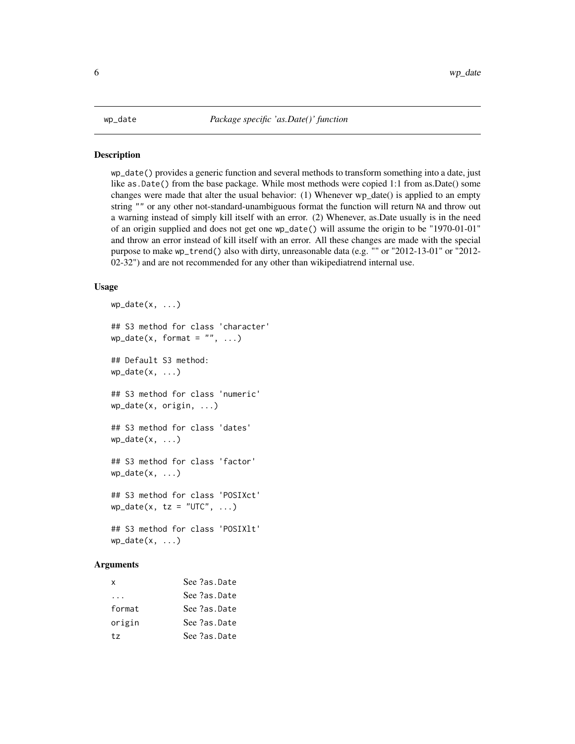# wp_date — *Package specific 'as.Date()' function*

## Description

`wp_date()` provides a generic function and several methods to transform something into a date, just like `as.Date()` from the base package. While most methods were copied 1:1 from as.Date() some changes were made that alter the usual behavior: (1) Whenever wp_date() is applied to an empty string `""` or any other not-standard-unambiguous format the function will return `NA` and throw out a warning instead of simply kill itself with an error. (2) Whenever, as.Date usually is in the need of an origin supplied and does not get one `wp_date()` will assume the origin to be "1970-01-01" and throw an error instead of kill itself with an error. All these changes are made with the special purpose to make `wp_trend()` also with dirty, unreasonable data (e.g. "" or "2012-13-01" or "2012-02-32") and are not recommended for any other than wikipediatrend internal use.

## Usage

```
wp_date(x, ...)

## S3 method for class 'character'
wp_date(x, format = "", ...)

## Default S3 method:
wp_date(x, ...)

## S3 method for class 'numeric'
wp_date(x, origin, ...)

## S3 method for class 'dates'
wp_date(x, ...)

## S3 method for class 'factor'
wp_date(x, ...)

## S3 method for class 'POSIXct'
wp_date(x, tz = "UTC", ...)

## S3 method for class 'POSIXlt'
wp_date(x, ...)
```

## Arguments

| | |
|---|---|
| `x` | See `?as.Date` |
| `...` | See `?as.Date` |
| `format` | See `?as.Date` |
| `origin` | See `?as.Date` |
| `tz` | See `?as.Date` |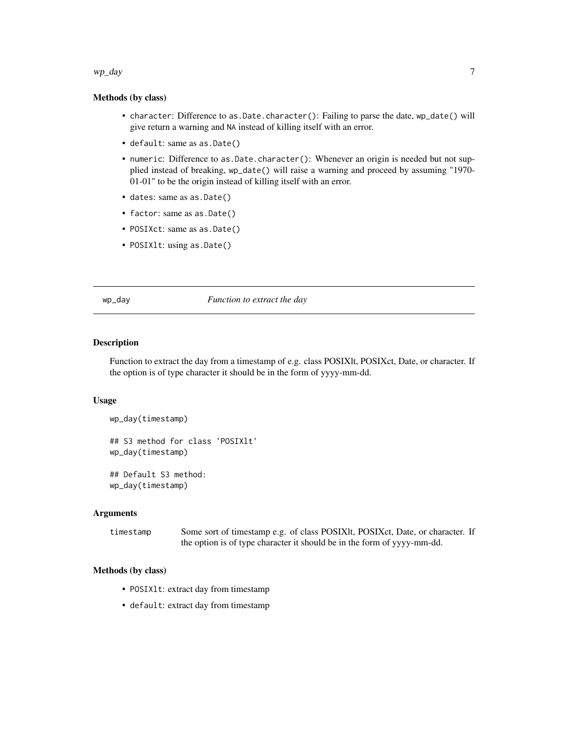### Methods (by class)

- `character`: Difference to `as.Date.character()`: Failing to parse the date, `wp_date()` will give return a warning and `NA` instead of killing itself with an error.
- `default`: same as `as.Date()`
- `numeric`: Difference to `as.Date.character()`: Whenever an origin is needed but not supplied instead of breaking, `wp_date()` will raise a warning and proceed by assuming "1970-01-01" to be the origin instead of killing itself with an error.
- `dates`: same as `as.Date()`
- `factor`: same as `as.Date()`
- `POSIXct`: same as `as.Date()`
- `POSIXlt`: using `as.Date()`

---

## wp_day — *Function to extract the day*

### Description

Function to extract the day from a timestamp of e.g. class POSIXlt, POSIXct, Date, or character. If the option is of type character it should be in the form of yyyy-mm-dd.

### Usage

```
wp_day(timestamp)

## S3 method for class 'POSIXlt'
wp_day(timestamp)

## Default S3 method:
wp_day(timestamp)
```

### Arguments

| | |
|---|---|
| `timestamp` | Some sort of timestamp e.g. of class POSIXlt, POSIXct, Date, or character. If the option is of type character it should be in the form of yyyy-mm-dd. |

### Methods (by class)

- `POSIXlt`: extract day from timestamp
- `default`: extract day from timestamp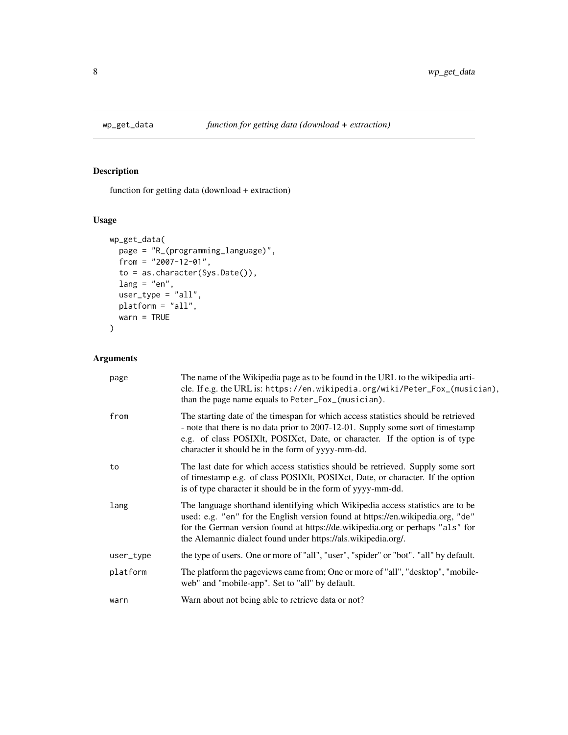## wp_get_data *function for getting data (download + extraction)*

### Description

function for getting data (download + extraction)

### Usage

```
wp_get_data(
  page = "R_(programming_language)",
  from = "2007-12-01",
  to = as.character(Sys.Date()),
  lang = "en",
  user_type = "all",
  platform = "all",
  warn = TRUE
)
```

### Arguments

| | |
|---|---|
| page | The name of the Wikipedia page as to be found in the URL to the wikipedia article. If e.g. the URL is: `https://en.wikipedia.org/wiki/Peter_Fox_(musician)`, than the page name equals to `Peter_Fox_(musician)`. |
| from | The starting date of the timespan for which access statistics should be retrieved - note that there is no data prior to 2007-12-01. Supply some sort of timestamp e.g. of class POSIXlt, POSIXct, Date, or character. If the option is of type character it should be in the form of yyyy-mm-dd. |
| to | The last date for which access statistics should be retrieved. Supply some sort of timestamp e.g. of class POSIXlt, POSIXct, Date, or character. If the option is of type character it should be in the form of yyyy-mm-dd. |
| lang | The language shorthand identifying which Wikipedia access statistics are to be used: e.g. `"en"` for the English version found at https://en.wikipedia.org, `"de"` for the German version found at https://de.wikipedia.org or perhaps `"als"` for the Alemannic dialect found under https://als.wikipedia.org/. |
| user_type | the type of users. One or more of "all", "user", "spider" or "bot". "all" by default. |
| platform | The platform the pageviews came from; One or more of "all", "desktop", "mobile-web" and "mobile-app". Set to "all" by default. |
| warn | Warn about not being able to retrieve data or not? |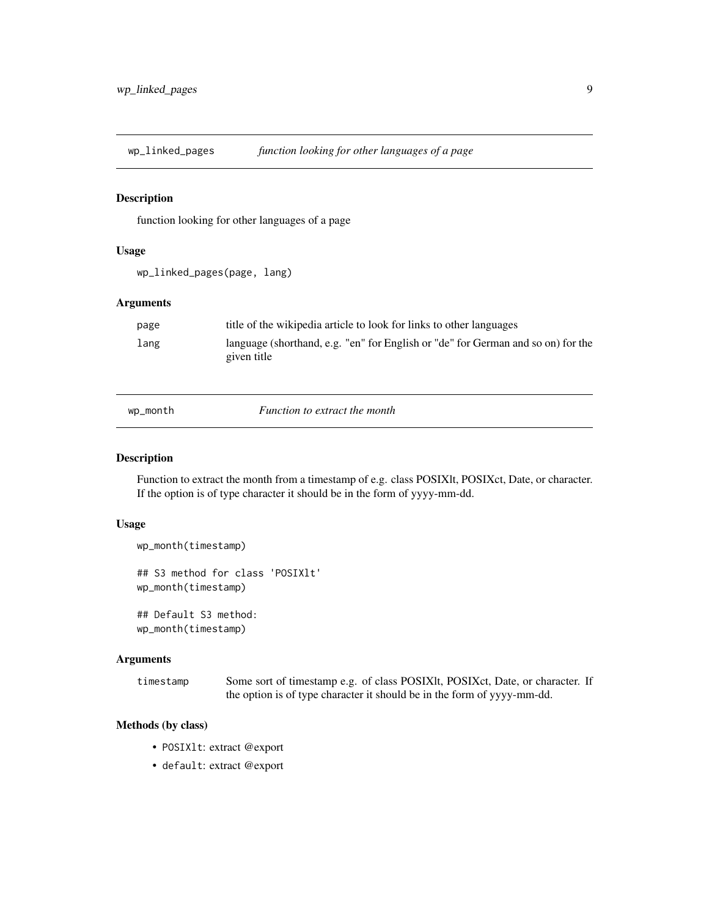## wp_linked_pages — *function looking for other languages of a page*

### Description

function looking for other languages of a page

### Usage

```
wp_linked_pages(page, lang)
```

### Arguments

| | |
|---|---|
| page | title of the wikipedia article to look for links to other languages |
| lang | language (shorthand, e.g. "en" for English or "de" for German and so on) for the given title |

## wp_month — *Function to extract the month*

### Description

Function to extract the month from a timestamp of e.g. class POSIXlt, POSIXct, Date, or character. If the option is of type character it should be in the form of yyyy-mm-dd.

### Usage

```
wp_month(timestamp)

## S3 method for class 'POSIXlt'
wp_month(timestamp)

## Default S3 method:
wp_month(timestamp)
```

### Arguments

| | |
|---|---|
| timestamp | Some sort of timestamp e.g. of class POSIXlt, POSIXct, Date, or character. If the option is of type character it should be in the form of yyyy-mm-dd. |

### Methods (by class)

- `POSIXlt`: extract @export
- `default`: extract @export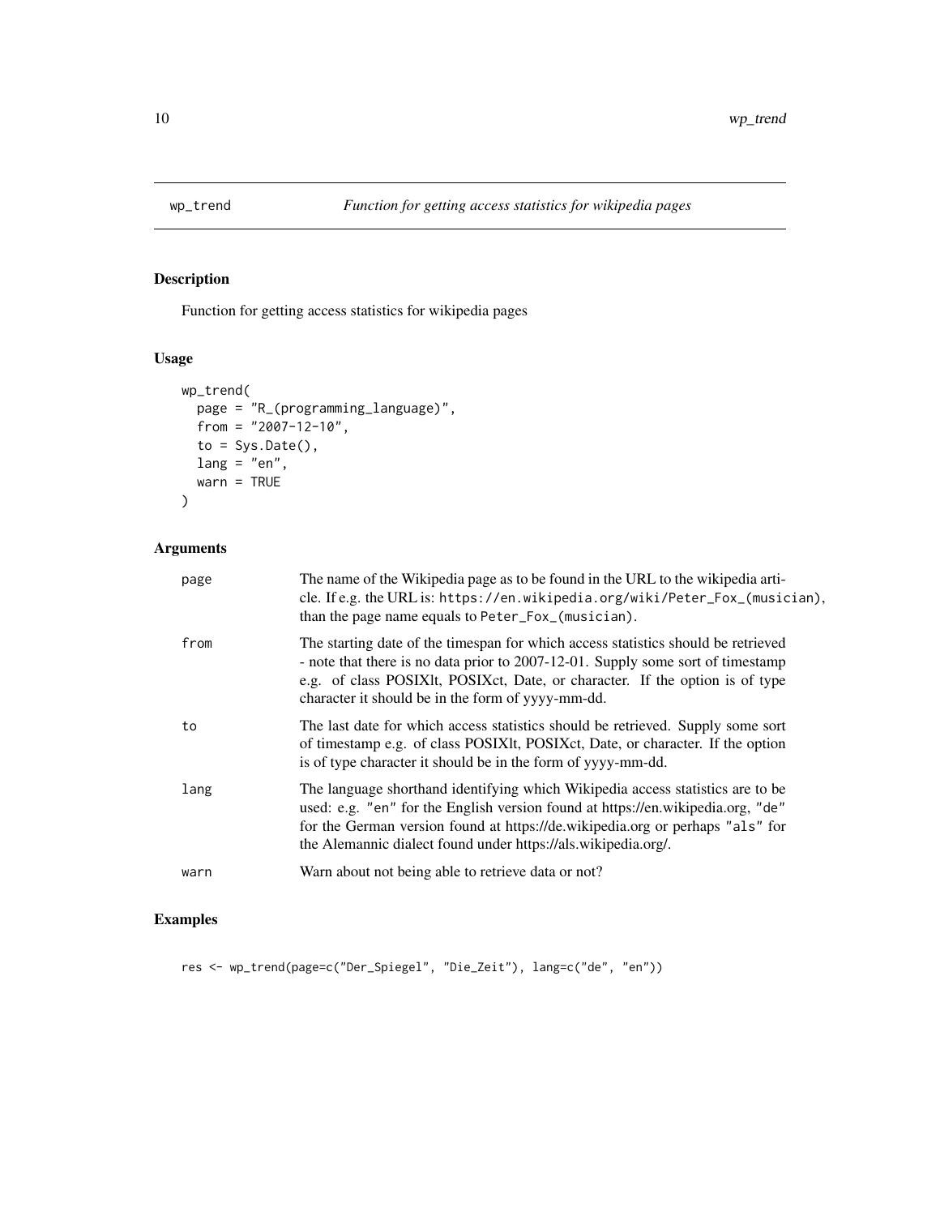# wp_trend

*Function for getting access statistics for wikipedia pages*

## Description

Function for getting access statistics for wikipedia pages

## Usage

```
wp_trend(
  page = "R_(programming_language)",
  from = "2007-12-10",
  to = Sys.Date(),
  lang = "en",
  warn = TRUE
)
```

## Arguments

| | |
|---|---|
| page | The name of the Wikipedia page as to be found in the URL to the wikipedia article. If e.g. the URL is: `https://en.wikipedia.org/wiki/Peter_Fox_(musician)`, than the page name equals to `Peter_Fox_(musician)`. |
| from | The starting date of the timespan for which access statistics should be retrieved - note that there is no data prior to 2007-12-01. Supply some sort of timestamp e.g. of class POSIXlt, POSIXct, Date, or character. If the option is of type character it should be in the form of yyyy-mm-dd. |
| to | The last date for which access statistics should be retrieved. Supply some sort of timestamp e.g. of class POSIXlt, POSIXct, Date, or character. If the option is of type character it should be in the form of yyyy-mm-dd. |
| lang | The language shorthand identifying which Wikipedia access statistics are to be used: e.g. `"en"` for the English version found at https://en.wikipedia.org, `"de"` for the German version found at https://de.wikipedia.org or perhaps `"als"` for the Alemannic dialect found under https://als.wikipedia.org/. |
| warn | Warn about not being able to retrieve data or not? |

## Examples

```
res <- wp_trend(page=c("Der_Spiegel", "Die_Zeit"), lang=c("de", "en"))
```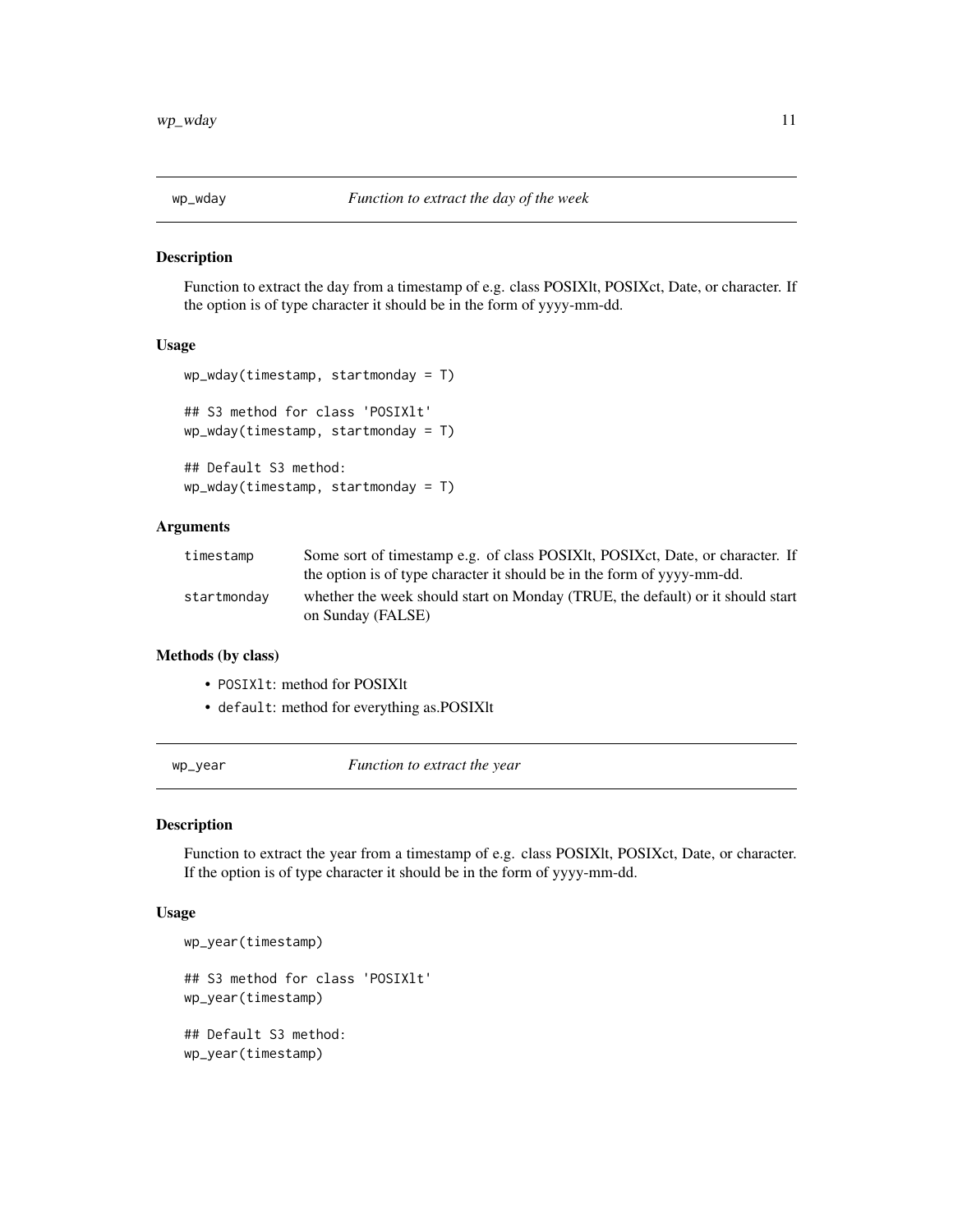## wp_wday — *Function to extract the day of the week*

### Description

Function to extract the day from a timestamp of e.g. class POSIXlt, POSIXct, Date, or character. If the option is of type character it should be in the form of yyyy-mm-dd.

### Usage

```
wp_wday(timestamp, startmonday = T)

## S3 method for class 'POSIXlt'
wp_wday(timestamp, startmonday = T)

## Default S3 method:
wp_wday(timestamp, startmonday = T)
```

### Arguments

| | |
|---|---|
| timestamp | Some sort of timestamp e.g. of class POSIXlt, POSIXct, Date, or character. If the option is of type character it should be in the form of yyyy-mm-dd. |
| startmonday | whether the week should start on Monday (TRUE, the default) or it should start on Sunday (FALSE) |

### Methods (by class)

- `POSIXlt`: method for POSIXlt
- `default`: method for everything as.POSIXlt

## wp_year — *Function to extract the year*

### Description

Function to extract the year from a timestamp of e.g. class POSIXlt, POSIXct, Date, or character. If the option is of type character it should be in the form of yyyy-mm-dd.

### Usage

```
wp_year(timestamp)

## S3 method for class 'POSIXlt'
wp_year(timestamp)

## Default S3 method:
wp_year(timestamp)
```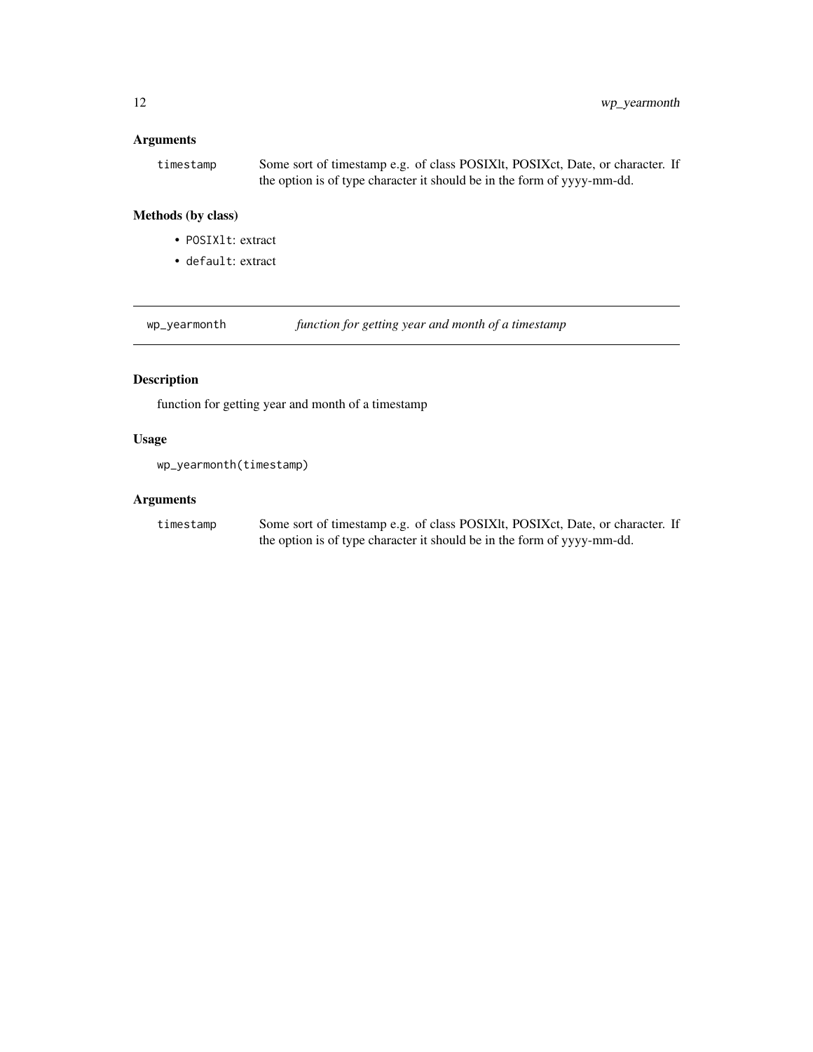### Arguments

`timestamp` Some sort of timestamp e.g. of class POSIXlt, POSIXct, Date, or character. If the option is of type character it should be in the form of yyyy-mm-dd.

### Methods (by class)

- `POSIXlt`: extract
- `default`: extract

---

## wp_yearmonth *function for getting year and month of a timestamp*

---

### Description

function for getting year and month of a timestamp

### Usage

```
wp_yearmonth(timestamp)
```

### Arguments

`timestamp` Some sort of timestamp e.g. of class POSIXlt, POSIXct, Date, or character. If the option is of type character it should be in the form of yyyy-mm-dd.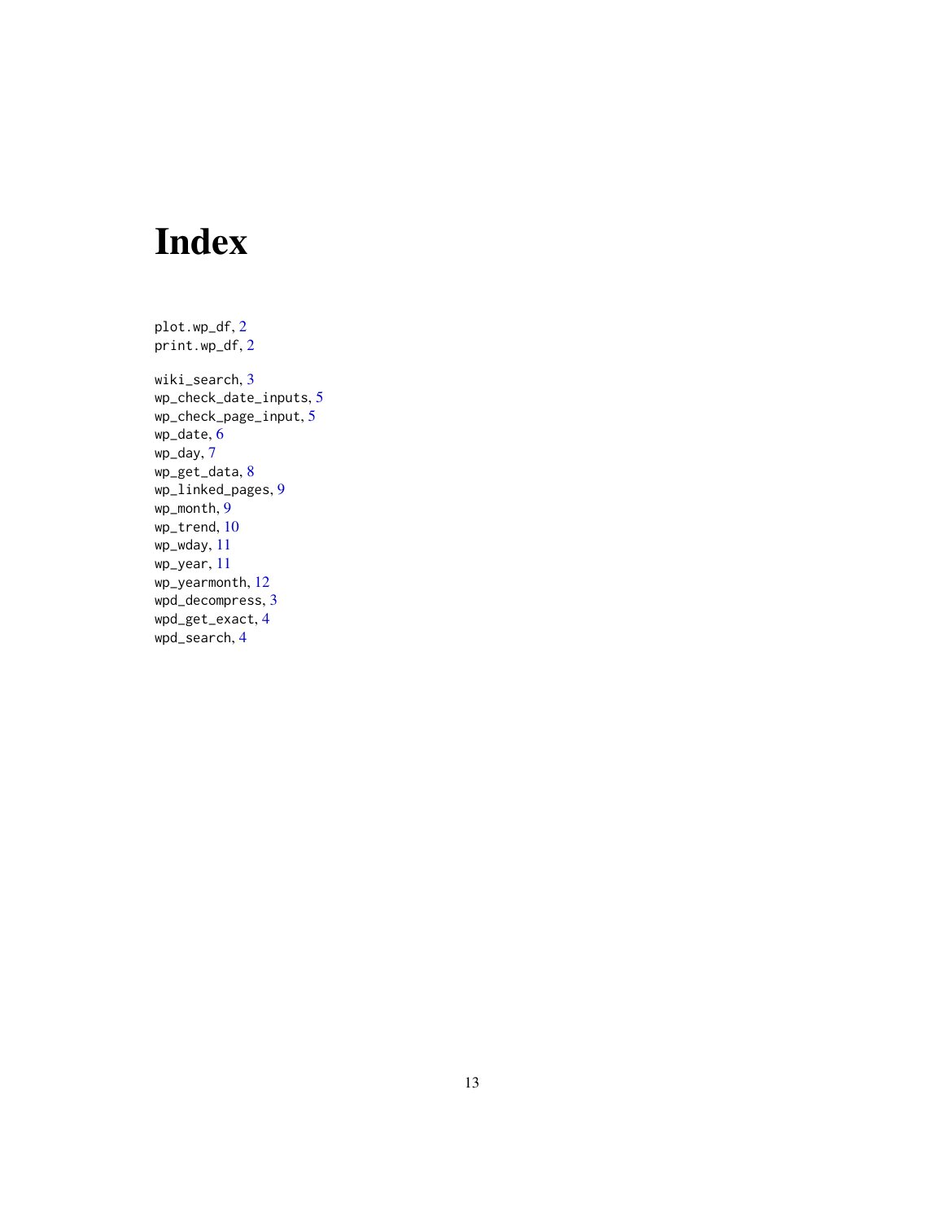# Index

plot.wp_df, 2
print.wp_df, 2

wiki_search, 3
wp_check_date_inputs, 5
wp_check_page_input, 5
wp_date, 6
wp_day, 7
wp_get_data, 8
wp_linked_pages, 9
wp_month, 9
wp_trend, 10
wp_wday, 11
wp_year, 11
wp_yearmonth, 12
wpd_decompress, 3
wpd_get_exact, 4
wpd_search, 4